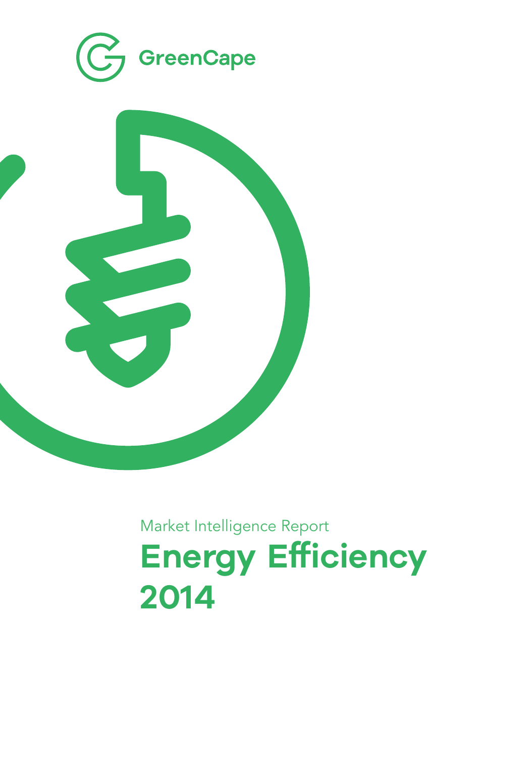GreenCape

Market Intelligence Report

# Energy Efficiency 2014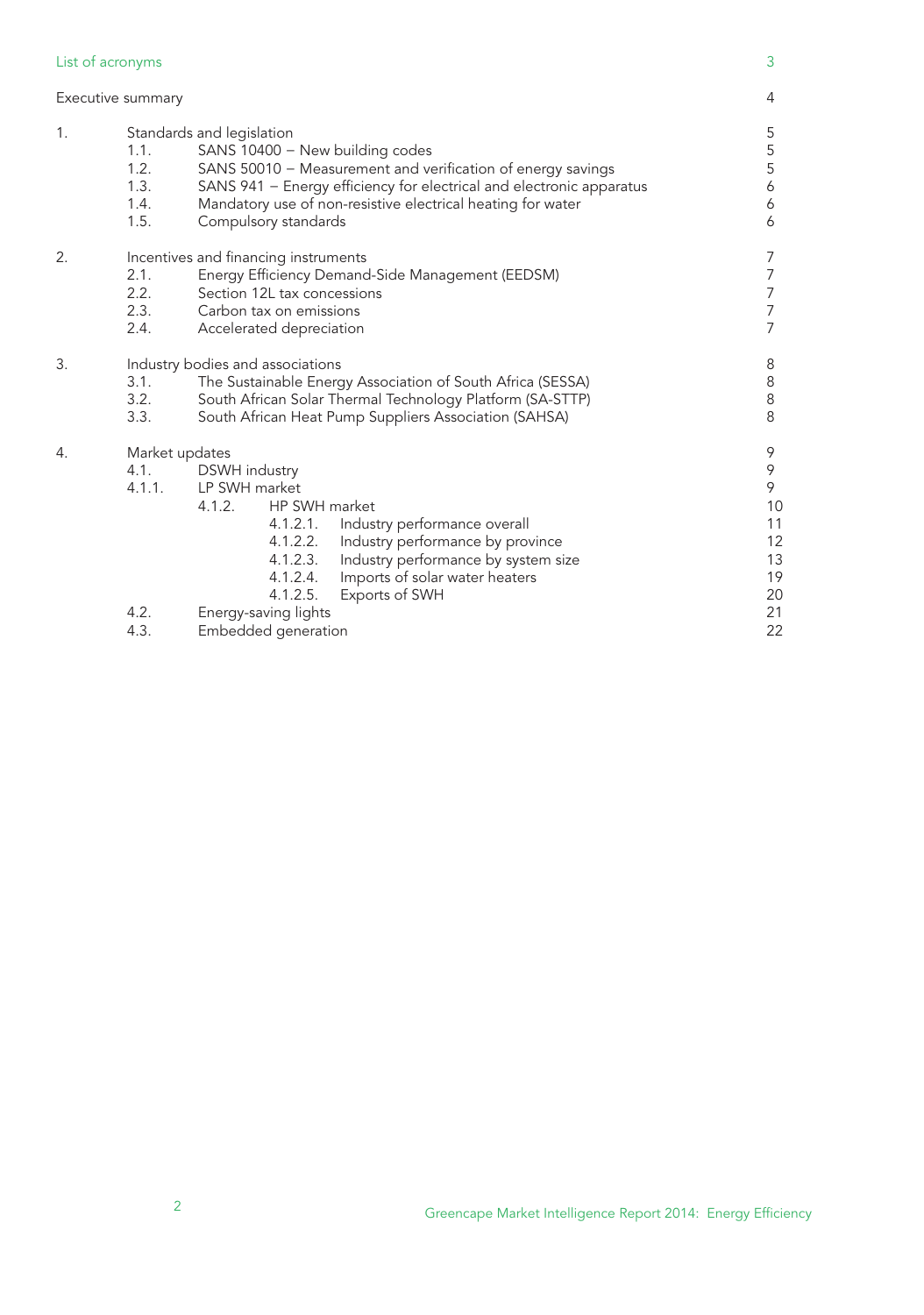| | | |
|---|---|---|
| List of acronyms | | 3 |
| Executive summary | | 4 |
| 1. | Standards and legislation | 5 |
| | 1.1. SANS 10400 – New building codes | 5 |
| | 1.2. SANS 50010 – Measurement and verification of energy savings | 5 |
| | 1.3. SANS 941 – Energy efficiency for electrical and electronic apparatus | 6 |
| | 1.4. Mandatory use of non-resistive electrical heating for water | 6 |
| | 1.5. Compulsory standards | 6 |
| 2. | Incentives and financing instruments | 7 |
| | 2.1. Energy Efficiency Demand-Side Management (EEDSM) | 7 |
| | 2.2. Section 12L tax concessions | 7 |
| | 2.3. Carbon tax on emissions | 7 |
| | 2.4. Accelerated depreciation | 7 |
| 3. | Industry bodies and associations | 8 |
| | 3.1. The Sustainable Energy Association of South Africa (SESSA) | 8 |
| | 3.2. South African Solar Thermal Technology Platform (SA-STTP) | 8 |
| | 3.3. South African Heat Pump Suppliers Association (SAHSA) | 8 |
| 4. | Market updates | 9 |
| | 4.1. DSWH industry | 9 |
| | 4.1.1. LP SWH market | 9 |
| | 4.1.2. HP SWH market | 10 |
| | 4.1.2.1. Industry performance overall | 11 |
| | 4.1.2.2. Industry performance by province | 12 |
| | 4.1.2.3. Industry performance by system size | 13 |
| | 4.1.2.4. Imports of solar water heaters | 19 |
| | 4.1.2.5. Exports of SWH | 20 |
| | 4.2. Energy-saving lights | 21 |
| | 4.3. Embedded generation | 22 |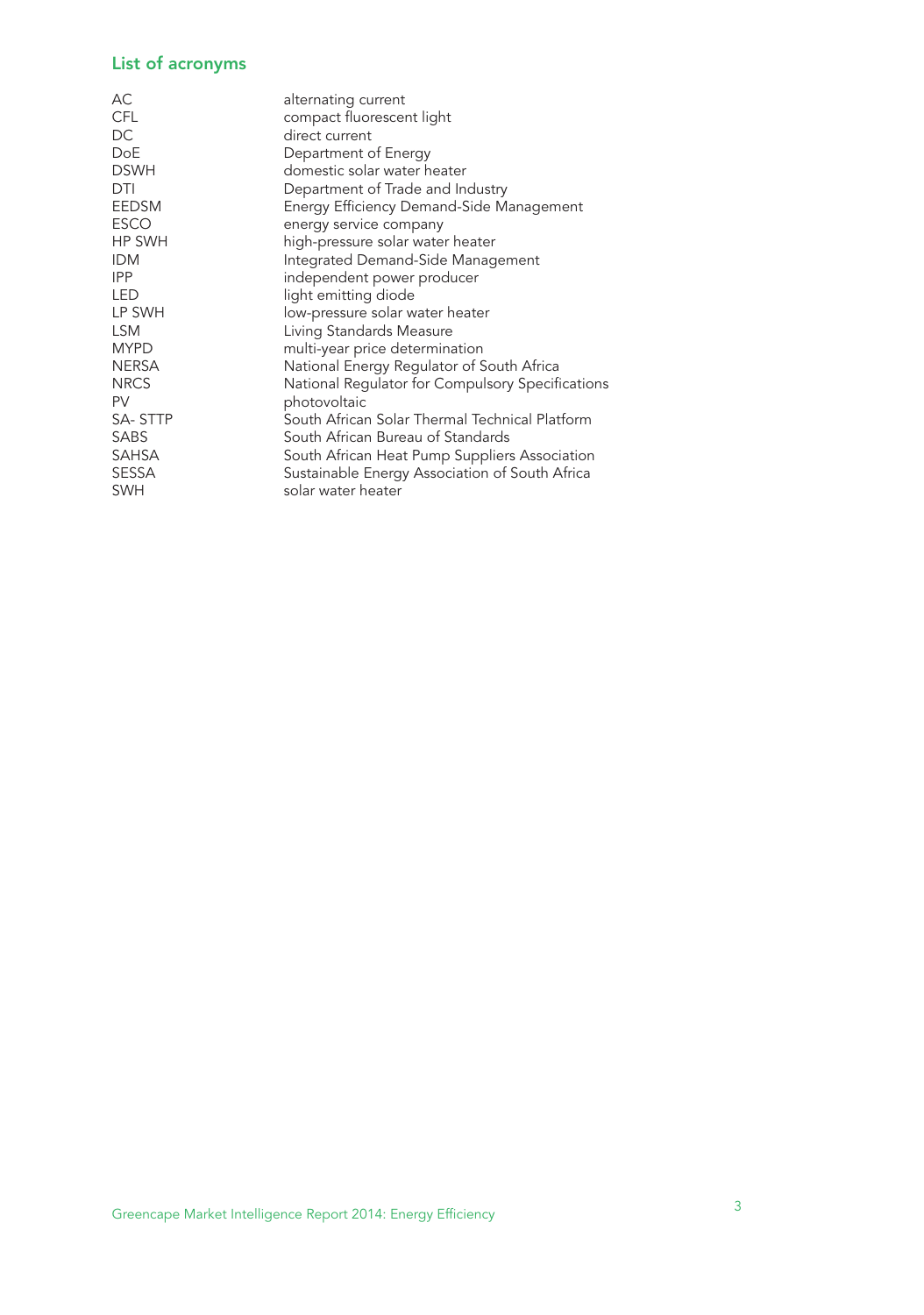## List of acronyms

| | |
|---|---|
| AC | alternating current |
| CFL | compact fluorescent light |
| DC | direct current |
| DoE | Department of Energy |
| DSWH | domestic solar water heater |
| DTI | Department of Trade and Industry |
| EEDSM | Energy Efficiency Demand-Side Management |
| ESCO | energy service company |
| HP SWH | high-pressure solar water heater |
| IDM | Integrated Demand-Side Management |
| IPP | independent power producer |
| LED | light emitting diode |
| LP SWH | low-pressure solar water heater |
| LSM | Living Standards Measure |
| MYPD | multi-year price determination |
| NERSA | National Energy Regulator of South Africa |
| NRCS | National Regulator for Compulsory Specifications |
| PV | photovoltaic |
| SA- STTP | South African Solar Thermal Technical Platform |
| SABS | South African Bureau of Standards |
| SAHSA | South African Heat Pump Suppliers Association |
| SESSA | Sustainable Energy Association of South Africa |
| SWH | solar water heater |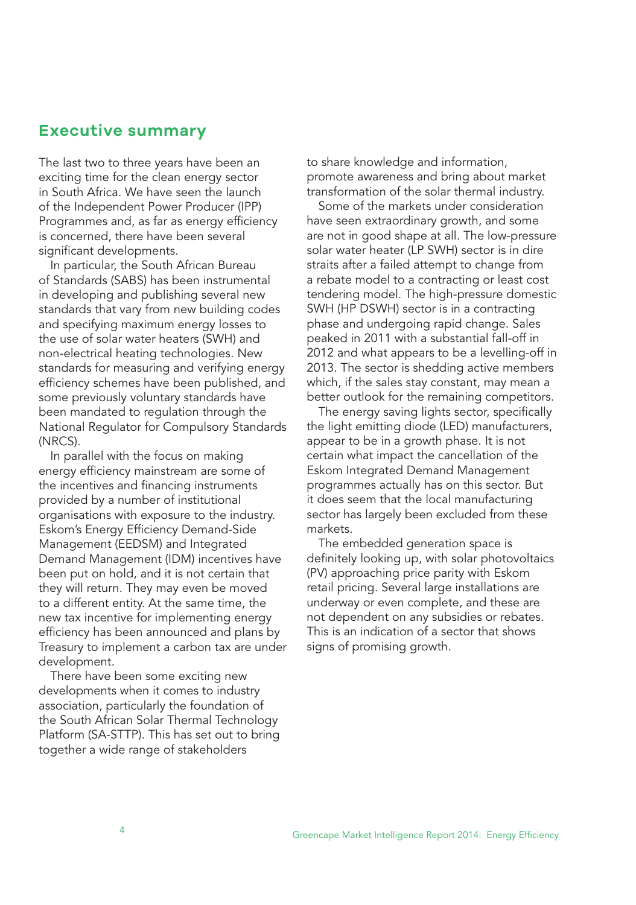## Executive summary

The last two to three years have been an exciting time for the clean energy sector in South Africa. We have seen the launch of the Independent Power Producer (IPP) Programmes and, as far as energy efficiency is concerned, there have been several significant developments.

In particular, the South African Bureau of Standards (SABS) has been instrumental in developing and publishing several new standards that vary from new building codes and specifying maximum energy losses to the use of solar water heaters (SWH) and non-electrical heating technologies. New standards for measuring and verifying energy efficiency schemes have been published, and some previously voluntary standards have been mandated to regulation through the National Regulator for Compulsory Standards (NRCS).

In parallel with the focus on making energy efficiency mainstream are some of the incentives and financing instruments provided by a number of institutional organisations with exposure to the industry. Eskom's Energy Efficiency Demand-Side Management (EEDSM) and Integrated Demand Management (IDM) incentives have been put on hold, and it is not certain that they will return. They may even be moved to a different entity. At the same time, the new tax incentive for implementing energy efficiency has been announced and plans by Treasury to implement a carbon tax are under development.

There have been some exciting new developments when it comes to industry association, particularly the foundation of the South African Solar Thermal Technology Platform (SA-STTP). This has set out to bring together a wide range of stakeholders to share knowledge and information, promote awareness and bring about market transformation of the solar thermal industry.

Some of the markets under consideration have seen extraordinary growth, and some are not in good shape at all. The low-pressure solar water heater (LP SWH) sector is in dire straits after a failed attempt to change from a rebate model to a contracting or least cost tendering model. The high-pressure domestic SWH (HP DSWH) sector is in a contracting phase and undergoing rapid change. Sales peaked in 2011 with a substantial fall-off in 2012 and what appears to be a levelling-off in 2013. The sector is shedding active members which, if the sales stay constant, may mean a better outlook for the remaining competitors.

The energy saving lights sector, specifically the light emitting diode (LED) manufacturers, appear to be in a growth phase. It is not certain what impact the cancellation of the Eskom Integrated Demand Management programmes actually has on this sector. But it does seem that the local manufacturing sector has largely been excluded from these markets.

The embedded generation space is definitely looking up, with solar photovoltaics (PV) approaching price parity with Eskom retail pricing. Several large installations are underway or even complete, and these are not dependent on any subsidies or rebates. This is an indication of a sector that shows signs of promising growth.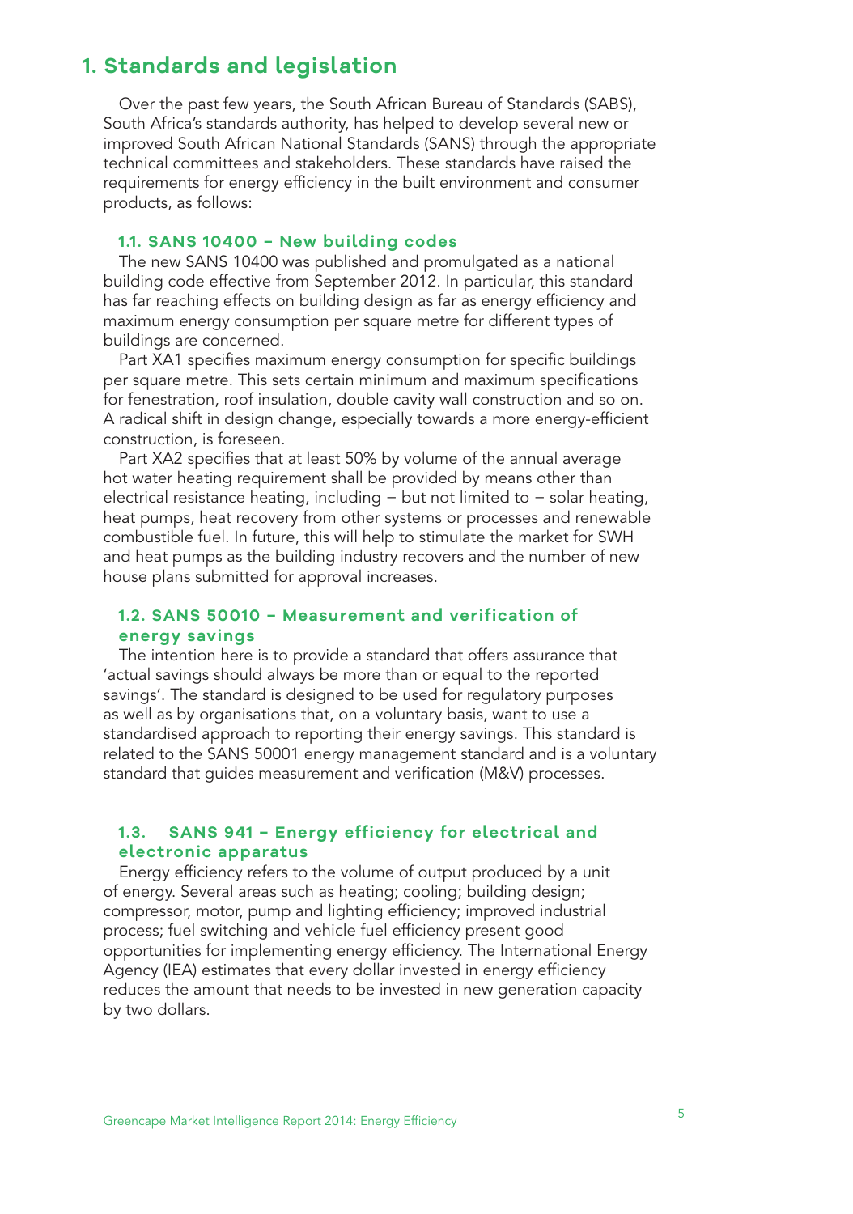# 1. Standards and legislation

Over the past few years, the South African Bureau of Standards (SABS), South Africa's standards authority, has helped to develop several new or improved South African National Standards (SANS) through the appropriate technical committees and stakeholders. These standards have raised the requirements for energy efficiency in the built environment and consumer products, as follows:

## 1.1. SANS 10400 – New building codes

The new SANS 10400 was published and promulgated as a national building code effective from September 2012. In particular, this standard has far reaching effects on building design as far as energy efficiency and maximum energy consumption per square metre for different types of buildings are concerned.

Part XA1 specifies maximum energy consumption for specific buildings per square metre. This sets certain minimum and maximum specifications for fenestration, roof insulation, double cavity wall construction and so on. A radical shift in design change, especially towards a more energy-efficient construction, is foreseen.

Part XA2 specifies that at least 50% by volume of the annual average hot water heating requirement shall be provided by means other than electrical resistance heating, including – but not limited to – solar heating, heat pumps, heat recovery from other systems or processes and renewable combustible fuel. In future, this will help to stimulate the market for SWH and heat pumps as the building industry recovers and the number of new house plans submitted for approval increases.

## 1.2. SANS 50010 – Measurement and verification of energy savings

The intention here is to provide a standard that offers assurance that 'actual savings should always be more than or equal to the reported savings'. The standard is designed to be used for regulatory purposes as well as by organisations that, on a voluntary basis, want to use a standardised approach to reporting their energy savings. This standard is related to the SANS 50001 energy management standard and is a voluntary standard that guides measurement and verification (M&V) processes.

## 1.3. SANS 941 – Energy efficiency for electrical and electronic apparatus

Energy efficiency refers to the volume of output produced by a unit of energy. Several areas such as heating; cooling; building design; compressor, motor, pump and lighting efficiency; improved industrial process; fuel switching and vehicle fuel efficiency present good opportunities for implementing energy efficiency. The International Energy Agency (IEA) estimates that every dollar invested in energy efficiency reduces the amount that needs to be invested in new generation capacity by two dollars.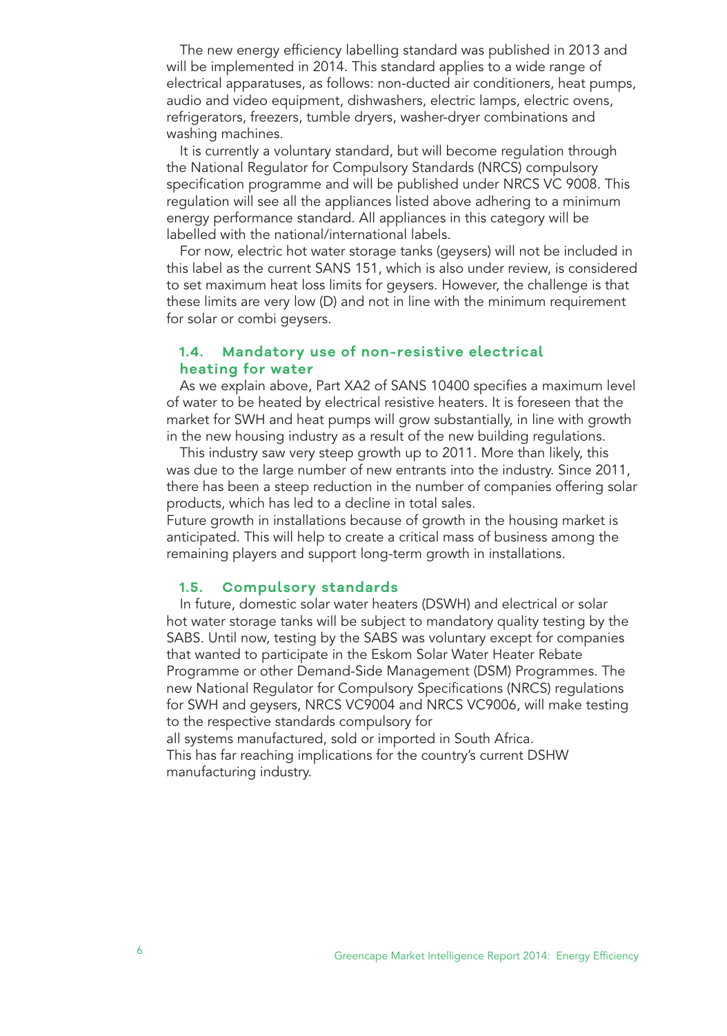The new energy efficiency labelling standard was published in 2013 and will be implemented in 2014. This standard applies to a wide range of electrical apparatuses, as follows: non-ducted air conditioners, heat pumps, audio and video equipment, dishwashers, electric lamps, electric ovens, refrigerators, freezers, tumble dryers, washer-dryer combinations and washing machines.

It is currently a voluntary standard, but will become regulation through the National Regulator for Compulsory Standards (NRCS) compulsory specification programme and will be published under NRCS VC 9008. This regulation will see all the appliances listed above adhering to a minimum energy performance standard. All appliances in this category will be labelled with the national/international labels.

For now, electric hot water storage tanks (geysers) will not be included in this label as the current SANS 151, which is also under review, is considered to set maximum heat loss limits for geysers. However, the challenge is that these limits are very low (D) and not in line with the minimum requirement for solar or combi geysers.

### 1.4. Mandatory use of non-resistive electrical heating for water

As we explain above, Part XA2 of SANS 10400 specifies a maximum level of water to be heated by electrical resistive heaters. It is foreseen that the market for SWH and heat pumps will grow substantially, in line with growth in the new housing industry as a result of the new building regulations.

This industry saw very steep growth up to 2011. More than likely, this was due to the large number of new entrants into the industry. Since 2011, there has been a steep reduction in the number of companies offering solar products, which has led to a decline in total sales.

Future growth in installations because of growth in the housing market is anticipated. This will help to create a critical mass of business among the remaining players and support long-term growth in installations.

### 1.5. Compulsory standards

In future, domestic solar water heaters (DSWH) and electrical or solar hot water storage tanks will be subject to mandatory quality testing by the SABS. Until now, testing by the SABS was voluntary except for companies that wanted to participate in the Eskom Solar Water Heater Rebate Programme or other Demand-Side Management (DSM) Programmes. The new National Regulator for Compulsory Specifications (NRCS) regulations for SWH and geysers, NRCS VC9004 and NRCS VC9006, will make testing to the respective standards compulsory for all systems manufactured, sold or imported in South Africa.

This has far reaching implications for the country's current DSHW manufacturing industry.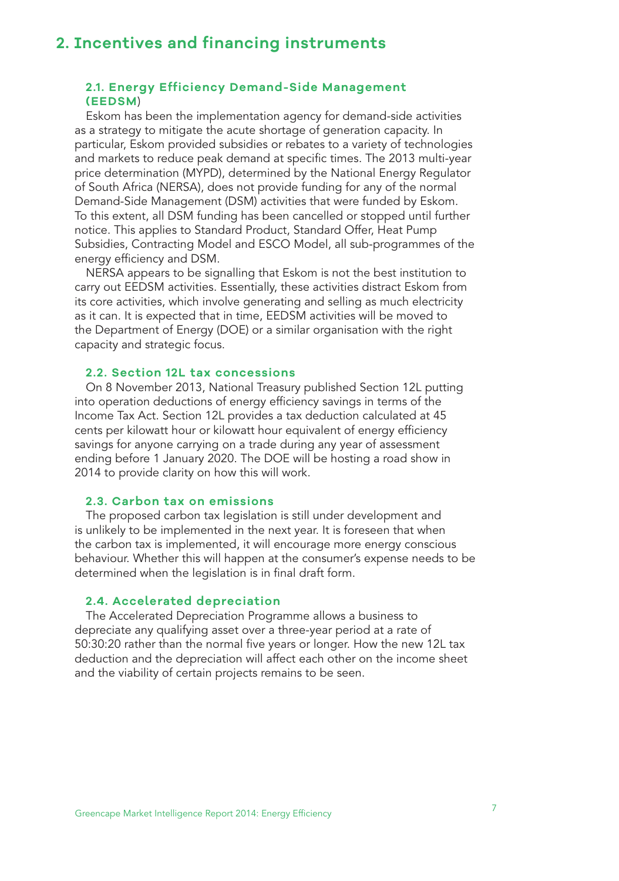# 2. Incentives and financing instruments

### 2.1. Energy Efficiency Demand-Side Management (EEDSM)

Eskom has been the implementation agency for demand-side activities as a strategy to mitigate the acute shortage of generation capacity. In particular, Eskom provided subsidies or rebates to a variety of technologies and markets to reduce peak demand at specific times. The 2013 multi-year price determination (MYPD), determined by the National Energy Regulator of South Africa (NERSA), does not provide funding for any of the normal Demand-Side Management (DSM) activities that were funded by Eskom. To this extent, all DSM funding has been cancelled or stopped until further notice. This applies to Standard Product, Standard Offer, Heat Pump Subsidies, Contracting Model and ESCO Model, all sub-programmes of the energy efficiency and DSM.

NERSA appears to be signalling that Eskom is not the best institution to carry out EEDSM activities. Essentially, these activities distract Eskom from its core activities, which involve generating and selling as much electricity as it can. It is expected that in time, EEDSM activities will be moved to the Department of Energy (DOE) or a similar organisation with the right capacity and strategic focus.

### 2.2. Section 12L tax concessions

On 8 November 2013, National Treasury published Section 12L putting into operation deductions of energy efficiency savings in terms of the Income Tax Act. Section 12L provides a tax deduction calculated at 45 cents per kilowatt hour or kilowatt hour equivalent of energy efficiency savings for anyone carrying on a trade during any year of assessment ending before 1 January 2020. The DOE will be hosting a road show in 2014 to provide clarity on how this will work.

### 2.3. Carbon tax on emissions

The proposed carbon tax legislation is still under development and is unlikely to be implemented in the next year. It is foreseen that when the carbon tax is implemented, it will encourage more energy conscious behaviour. Whether this will happen at the consumer's expense needs to be determined when the legislation is in final draft form.

### 2.4. Accelerated depreciation

The Accelerated Depreciation Programme allows a business to depreciate any qualifying asset over a three-year period at a rate of 50:30:20 rather than the normal five years or longer. How the new 12L tax deduction and the depreciation will affect each other on the income sheet and the viability of certain projects remains to be seen.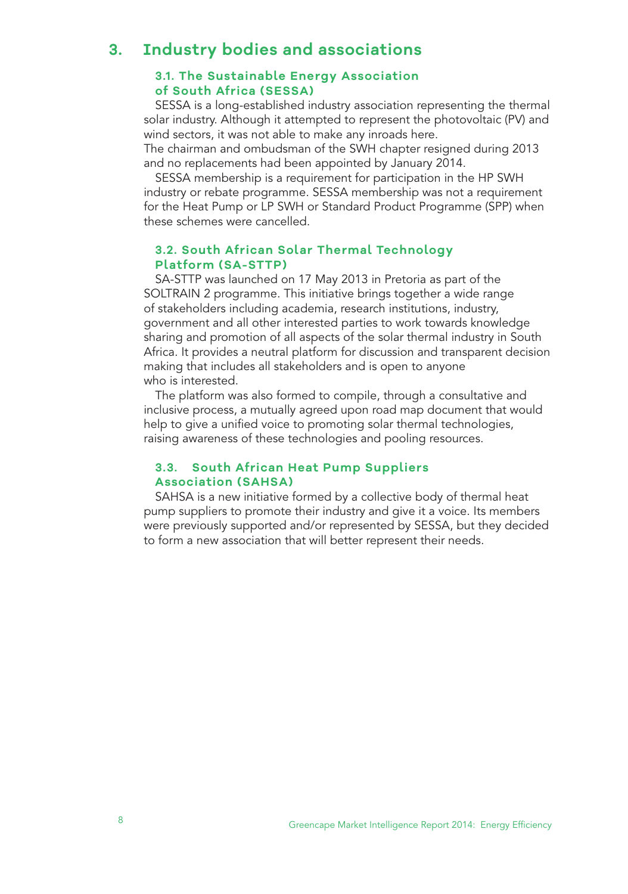# 3. Industry bodies and associations

## 3.1. The Sustainable Energy Association of South Africa (SESSA)

SESSA is a long-established industry association representing the thermal solar industry. Although it attempted to represent the photovoltaic (PV) and wind sectors, it was not able to make any inroads here.

The chairman and ombudsman of the SWH chapter resigned during 2013 and no replacements had been appointed by January 2014.

SESSA membership is a requirement for participation in the HP SWH industry or rebate programme. SESSA membership was not a requirement for the Heat Pump or LP SWH or Standard Product Programme (SPP) when these schemes were cancelled.

## 3.2. South African Solar Thermal Technology Platform (SA-STTP)

SA-STTP was launched on 17 May 2013 in Pretoria as part of the SOLTRAIN 2 programme. This initiative brings together a wide range of stakeholders including academia, research institutions, industry, government and all other interested parties to work towards knowledge sharing and promotion of all aspects of the solar thermal industry in South Africa. It provides a neutral platform for discussion and transparent decision making that includes all stakeholders and is open to anyone who is interested.

The platform was also formed to compile, through a consultative and inclusive process, a mutually agreed upon road map document that would help to give a unified voice to promoting solar thermal technologies, raising awareness of these technologies and pooling resources.

## 3.3. South African Heat Pump Suppliers Association (SAHSA)

SAHSA is a new initiative formed by a collective body of thermal heat pump suppliers to promote their industry and give it a voice. Its members were previously supported and/or represented by SESSA, but they decided to form a new association that will better represent their needs.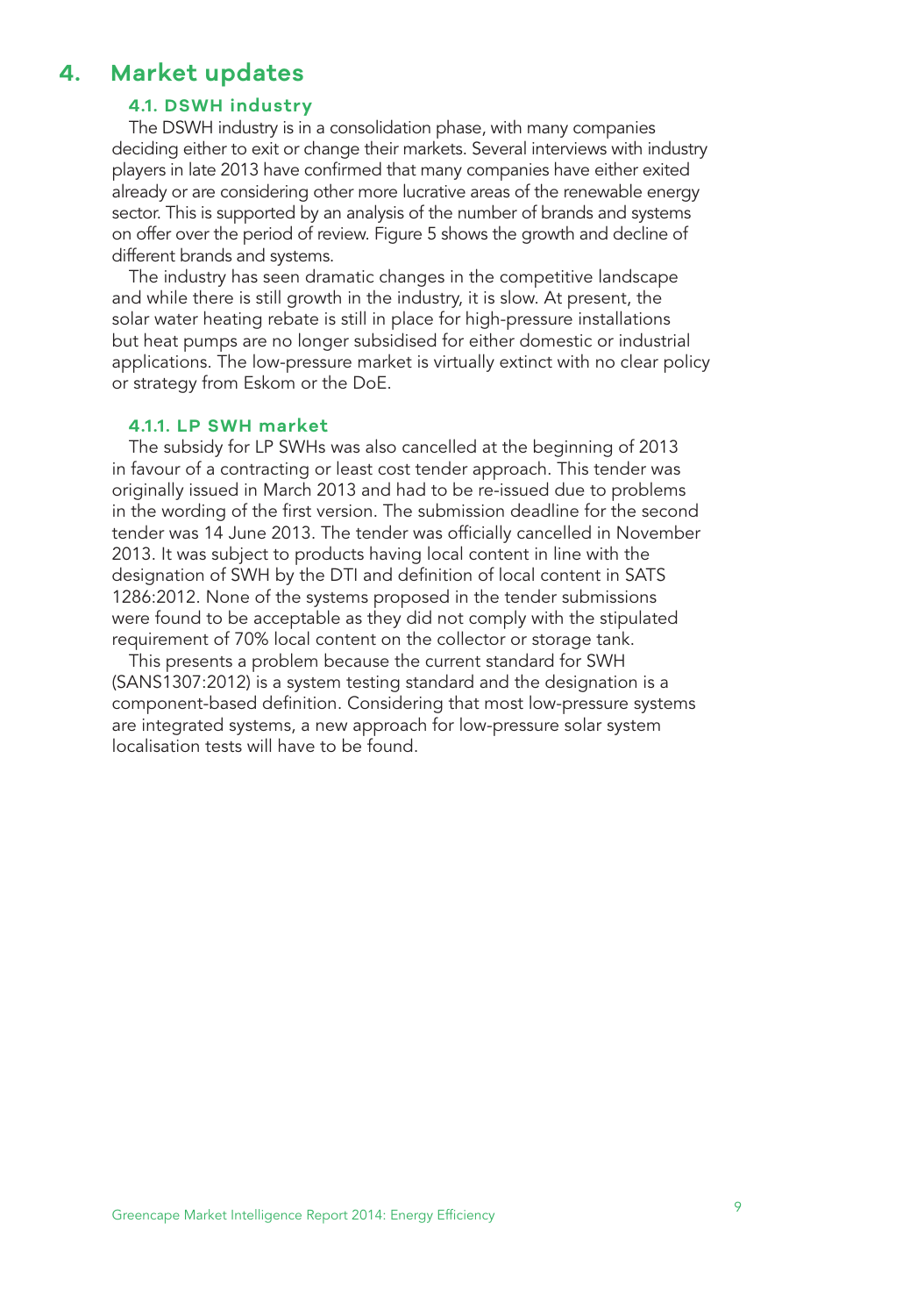# 4. Market updates

## 4.1. DSWH industry

The DSWH industry is in a consolidation phase, with many companies deciding either to exit or change their markets. Several interviews with industry players in late 2013 have confirmed that many companies have either exited already or are considering other more lucrative areas of the renewable energy sector. This is supported by an analysis of the number of brands and systems on offer over the period of review. Figure 5 shows the growth and decline of different brands and systems.

The industry has seen dramatic changes in the competitive landscape and while there is still growth in the industry, it is slow. At present, the solar water heating rebate is still in place for high-pressure installations but heat pumps are no longer subsidised for either domestic or industrial applications. The low-pressure market is virtually extinct with no clear policy or strategy from Eskom or the DoE.

### 4.1.1. LP SWH market

The subsidy for LP SWHs was also cancelled at the beginning of 2013 in favour of a contracting or least cost tender approach. This tender was originally issued in March 2013 and had to be re-issued due to problems in the wording of the first version. The submission deadline for the second tender was 14 June 2013. The tender was officially cancelled in November 2013. It was subject to products having local content in line with the designation of SWH by the DTI and definition of local content in SATS 1286:2012. None of the systems proposed in the tender submissions were found to be acceptable as they did not comply with the stipulated requirement of 70% local content on the collector or storage tank.

This presents a problem because the current standard for SWH (SANS1307:2012) is a system testing standard and the designation is a component-based definition. Considering that most low-pressure systems are integrated systems, a new approach for low-pressure solar system localisation tests will have to be found.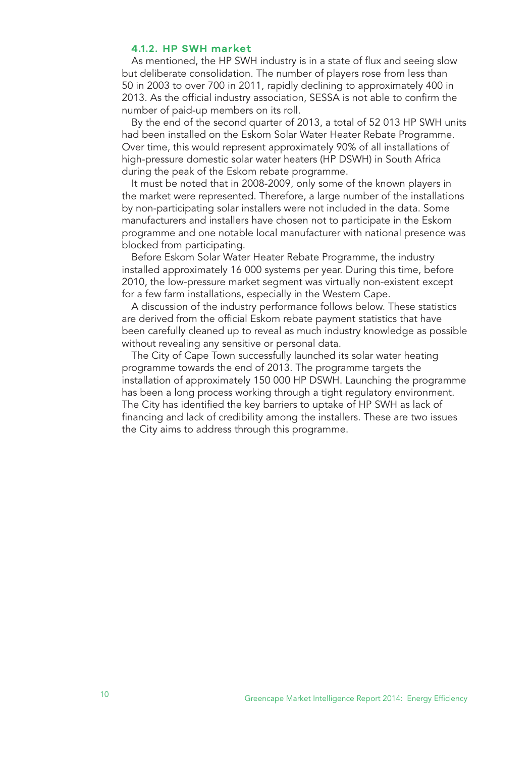#### 4.1.2. HP SWH market

As mentioned, the HP SWH industry is in a state of flux and seeing slow but deliberate consolidation. The number of players rose from less than 50 in 2003 to over 700 in 2011, rapidly declining to approximately 400 in 2013. As the official industry association, SESSA is not able to confirm the number of paid-up members on its roll.

By the end of the second quarter of 2013, a total of 52 013 HP SWH units had been installed on the Eskom Solar Water Heater Rebate Programme. Over time, this would represent approximately 90% of all installations of high-pressure domestic solar water heaters (HP DSWH) in South Africa during the peak of the Eskom rebate programme.

It must be noted that in 2008-2009, only some of the known players in the market were represented. Therefore, a large number of the installations by non-participating solar installers were not included in the data. Some manufacturers and installers have chosen not to participate in the Eskom programme and one notable local manufacturer with national presence was blocked from participating.

Before Eskom Solar Water Heater Rebate Programme, the industry installed approximately 16 000 systems per year. During this time, before 2010, the low-pressure market segment was virtually non-existent except for a few farm installations, especially in the Western Cape.

A discussion of the industry performance follows below. These statistics are derived from the official Eskom rebate payment statistics that have been carefully cleaned up to reveal as much industry knowledge as possible without revealing any sensitive or personal data.

The City of Cape Town successfully launched its solar water heating programme towards the end of 2013. The programme targets the installation of approximately 150 000 HP DSWH. Launching the programme has been a long process working through a tight regulatory environment. The City has identified the key barriers to uptake of HP SWH as lack of financing and lack of credibility among the installers. These are two issues the City aims to address through this programme.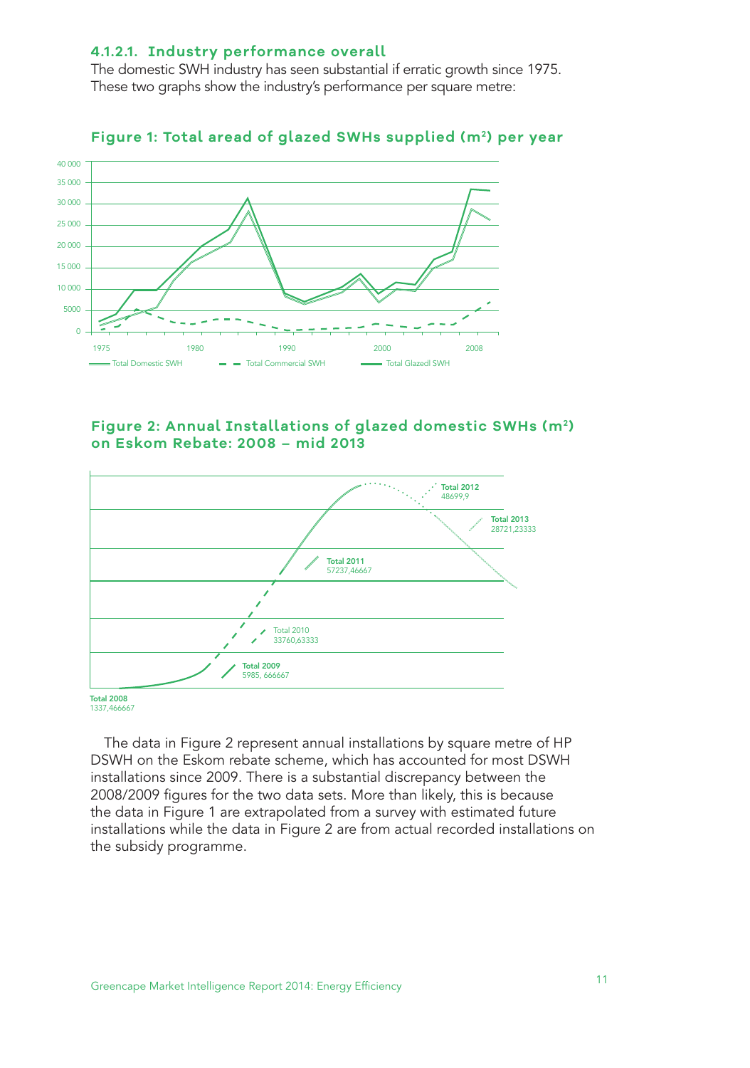#### 4.1.2.1. Industry performance overall

The domestic SWH industry has seen substantial if erratic growth since 1975. These two graphs show the industry's performance per square metre:

**Figure 1: Total aread of glazed SWHs supplied (m²) per year**

40 000
35 000
30 000
25 000
20 000
15 000
10 000
5000
0

1975 1980 1990 2000 2008

Total Domestic SWH — Total Commercial SWH — Total Glazedl SWH

**Figure 2: Annual Installations of glazed domestic SWHs (m²) on Eskom Rebate: 2008 – mid 2013**

Total 2012
48699,9

Total 2013
28721,23333

Total 2011
57237,46667

Total 2010
33760,63333

Total 2009
5985, 666667

Total 2008
1337,466667

The data in Figure 2 represent annual installations by square metre of HP DSWH on the Eskom rebate scheme, which has accounted for most DSWH installations since 2009. There is a substantial discrepancy between the 2008/2009 figures for the two data sets. More than likely, this is because the data in Figure 1 are extrapolated from a survey with estimated future installations while the data in Figure 2 are from actual recorded installations on the subsidy programme.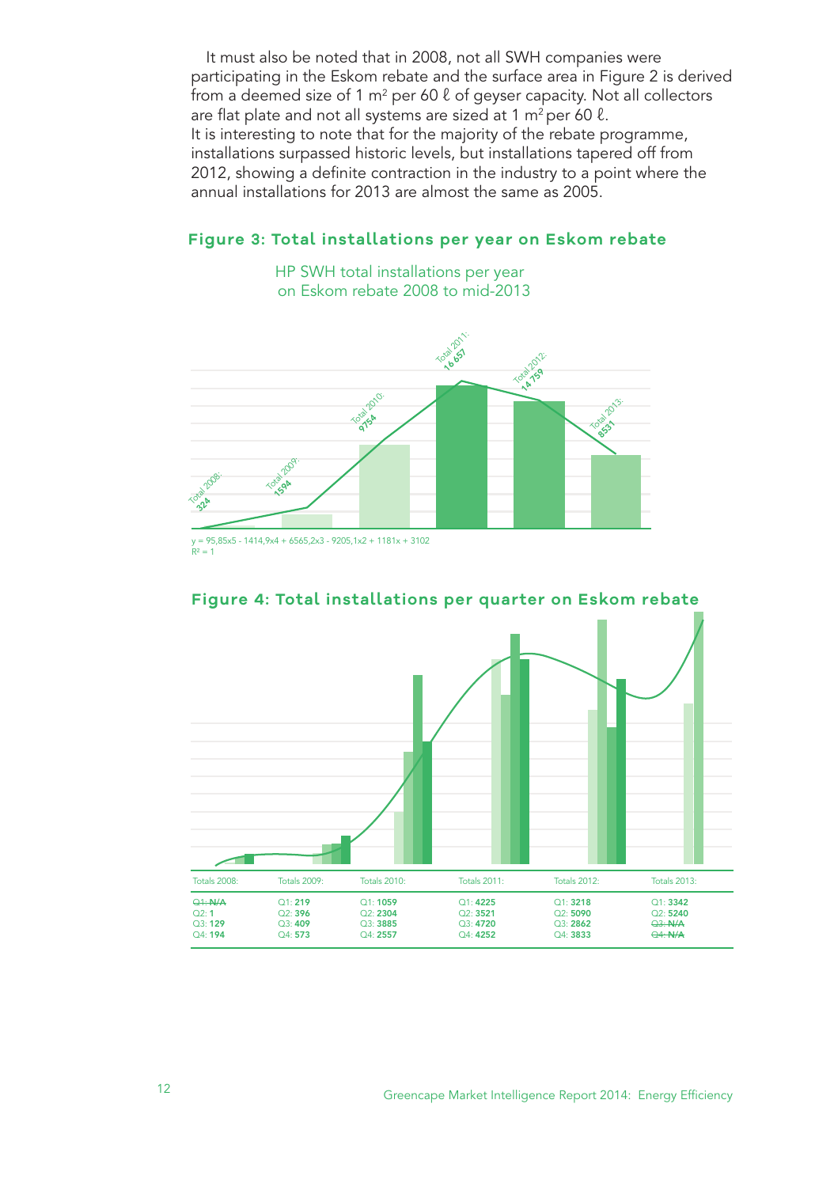It must also be noted that in 2008, not all SWH companies were participating in the Eskom rebate and the surface area in Figure 2 is derived from a deemed size of 1 m² per 60 ℓ of geyser capacity. Not all collectors are flat plate and not all systems are sized at 1 m² per 60 ℓ.
It is interesting to note that for the majority of the rebate programme, installations surpassed historic levels, but installations tapered off from 2012, showing a definite contraction in the industry to a point where the annual installations for 2013 are almost the same as 2005.

### Figure 3: Total installations per year on Eskom rebate

HP SWH total installations per year on Eskom rebate 2008 to mid-2013

Total 2008: **324**
Total 2009: **1594**
Total 2010: **9754**
Total 2011: **16 657**
Total 2012: **14 759**
Total 2013: **8531**

y = 95,85x5 - 1414,9x4 + 6565,2x3 - 9205,1x2 + 1181x + 3102
R² = 1

### Figure 4: Total installations per quarter on Eskom rebate

| Totals 2008: | Totals 2009: | Totals 2010: | Totals 2011: | Totals 2012: | Totals 2013: |
|---|---|---|---|---|---|
| ~~Q1: N/A~~ | Q1: **219** | Q1: **1059** | Q1: **4225** | Q1: **3218** | Q1: **3342** |
| Q2: **1** | Q2: **396** | Q2: **2304** | Q2: **3521** | Q2: **5090** | Q2: **5240** |
| Q3: **129** | Q3: **409** | Q3: **3885** | Q3: **4720** | Q3: **2862** | ~~Q3: N/A~~ |
| Q4: **194** | Q4: **573** | Q4: **2557** | Q4: **4252** | Q4: **3833** | ~~Q4: N/A~~ |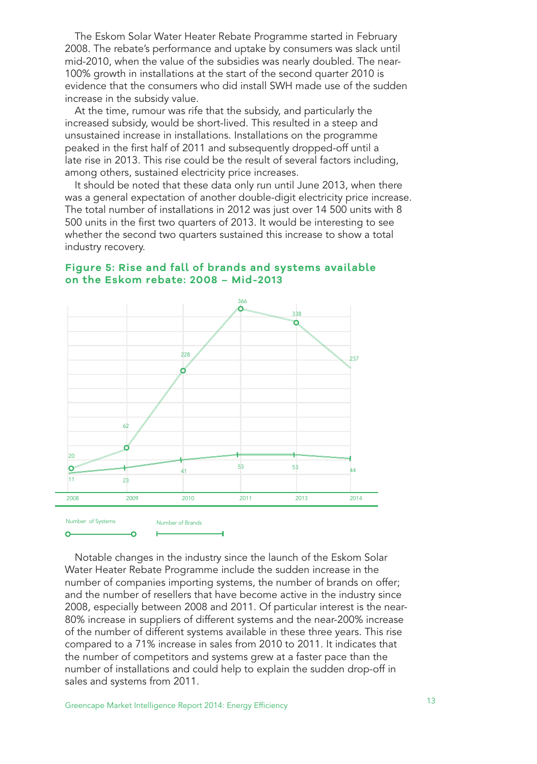The Eskom Solar Water Heater Rebate Programme started in February 2008. The rebate's performance and uptake by consumers was slack until mid-2010, when the value of the subsidies was nearly doubled. The near-100% growth in installations at the start of the second quarter 2010 is evidence that the consumers who did install SWH made use of the sudden increase in the subsidy value.

At the time, rumour was rife that the subsidy, and particularly the increased subsidy, would be short-lived. This resulted in a steep and unsustained increase in installations. Installations on the programme peaked in the first half of 2011 and subsequently dropped-off until a late rise in 2013. This rise could be the result of several factors including, among others, sustained electricity price increases.

It should be noted that these data only run until June 2013, when there was a general expectation of another double-digit electricity price increase. The total number of installations in 2012 was just over 14 500 units with 8 500 units in the first two quarters of 2013. It would be interesting to see whether the second two quarters sustained this increase to show a total industry recovery.

**Figure 5: Rise and fall of brands and systems available on the Eskom rebate: 2008 – Mid-2013**

| | 2008 | 2009 | 2010 | 2011 | 2013 | 2014 |
|---|---|---|---|---|---|---|
| Number of Systems | 20 | 62 | 228 | 366 | 338 | 237 |
| Number of Brands | 11 | 23 | 41 | 53 | 53 | 44 |

Notable changes in the industry since the launch of the Eskom Solar Water Heater Rebate Programme include the sudden increase in the number of companies importing systems, the number of brands on offer; and the number of resellers that have become active in the industry since 2008, especially between 2008 and 2011. Of particular interest is the near-80% increase in suppliers of different systems and the near-200% increase of the number of different systems available in these three years. This rise compared to a 71% increase in sales from 2010 to 2011. It indicates that the number of competitors and systems grew at a faster pace than the number of installations and could help to explain the sudden drop-off in sales and systems from 2011.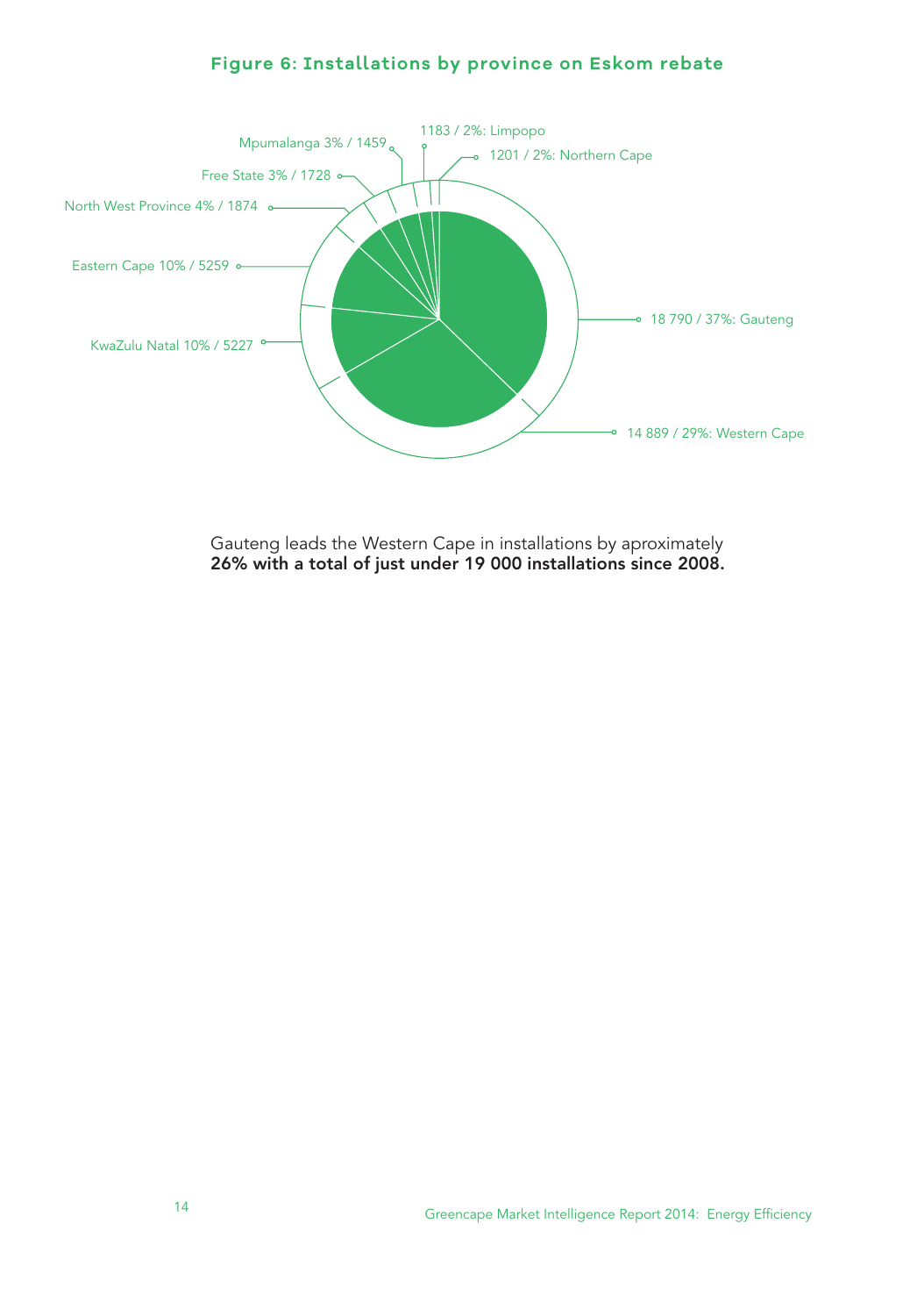**Figure 6: Installations by province on Eskom rebate**

18 790 / 37%: Gauteng

14 889 / 29%: Western Cape

KwaZulu Natal 10% / 5227

Eastern Cape 10% / 5259

North West Province 4% / 1874

Free State 3% / 1728

Mpumalanga 3% / 1459

1183 / 2%: Limpopo

1201 / 2%: Northern Cape

Gauteng leads the Western Cape in installations by aproximately **26% with a total of just under 19 000 installations since 2008.**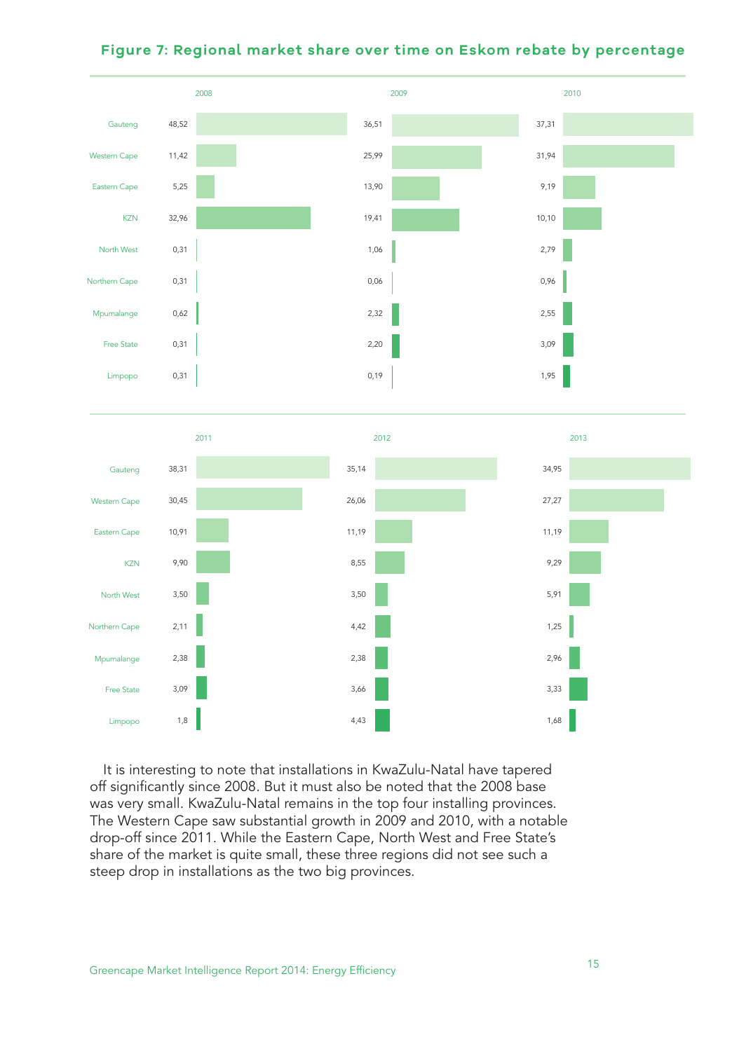**Figure 7: Regional market share over time on Eskom rebate by percentage**

| Region | 2008 | 2009 | 2010 | 2011 | 2012 | 2013 |
| --- | --- | --- | --- | --- | --- | --- |
| Gauteng | 48,52 | 36,51 | 37,31 | 38,31 | 35,14 | 34,95 |
| Western Cape | 11,42 | 25,99 | 31,94 | 30,45 | 26,06 | 27,27 |
| Eastern Cape | 5,25 | 13,90 | 9,19 | 10,91 | 11,19 | 11,19 |
| KZN | 32,96 | 19,41 | 10,10 | 9,90 | 8,55 | 9,29 |
| North West | 0,31 | 1,06 | 2,79 | 3,50 | 3,50 | 5,91 |
| Northern Cape | 0,31 | 0,06 | 0,96 | 2,11 | 4,42 | 1,25 |
| Mpumalange | 0,62 | 2,32 | 2,55 | 2,38 | 2,38 | 2,96 |
| Free State | 0,31 | 2,20 | 3,09 | 3,09 | 3,66 | 3,33 |
| Limpopo | 0,31 | 0,19 | 1,95 | 1,8 | 4,43 | 1,68 |

It is interesting to note that installations in KwaZulu-Natal have tapered off significantly since 2008. But it must also be noted that the 2008 base was very small. KwaZulu-Natal remains in the top four installing provinces. The Western Cape saw substantial growth in 2009 and 2010, with a notable drop-off since 2011. While the Eastern Cape, North West and Free State's share of the market is quite small, these three regions did not see such a steep drop in installations as the two big provinces.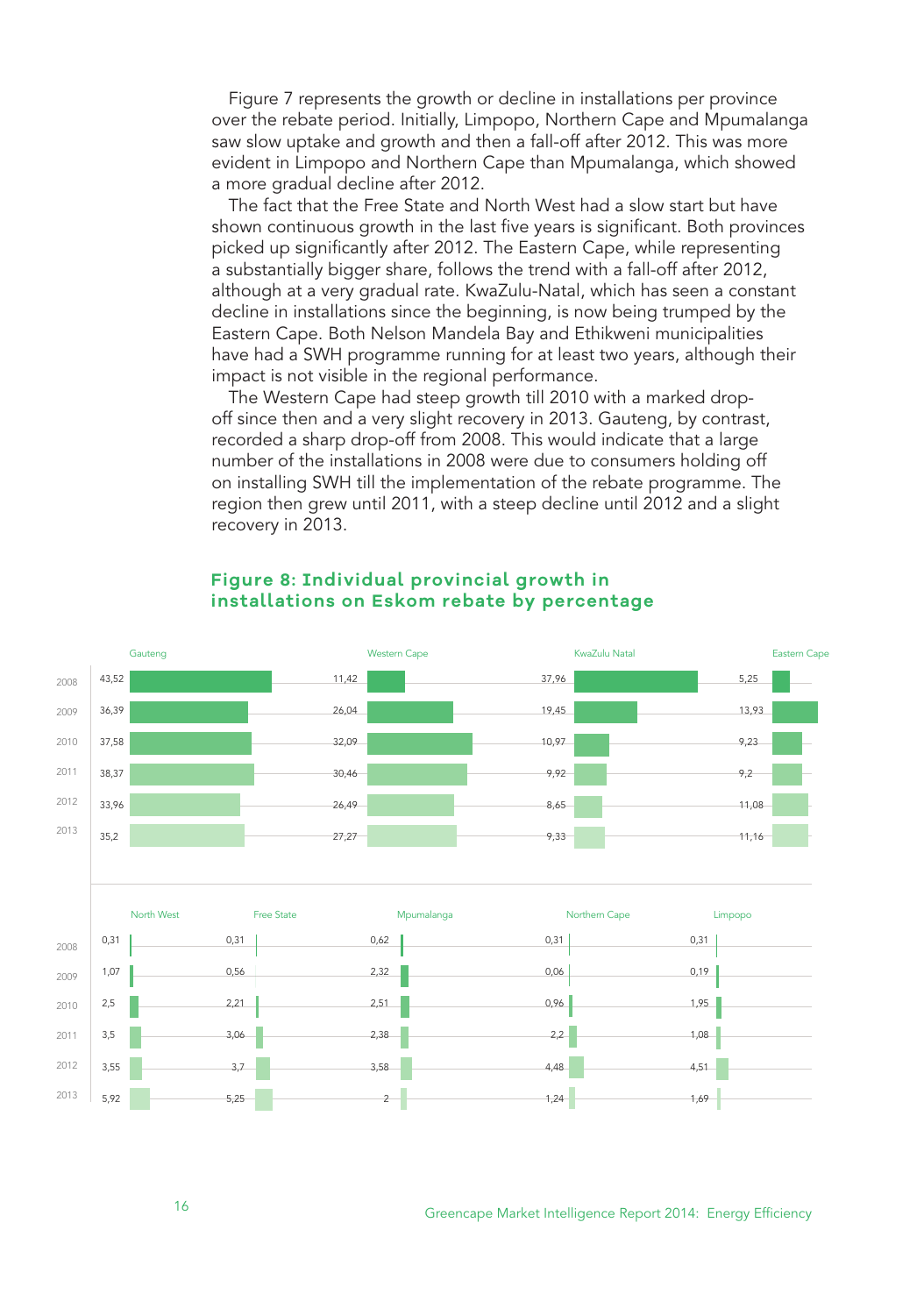Figure 7 represents the growth or decline in installations per province over the rebate period. Initially, Limpopo, Northern Cape and Mpumalanga saw slow uptake and growth and then a fall-off after 2012. This was more evident in Limpopo and Northern Cape than Mpumalanga, which showed a more gradual decline after 2012.

The fact that the Free State and North West had a slow start but have shown continuous growth in the last five years is significant. Both provinces picked up significantly after 2012. The Eastern Cape, while representing a substantially bigger share, follows the trend with a fall-off after 2012, although at a very gradual rate. KwaZulu-Natal, which has seen a constant decline in installations since the beginning, is now being trumped by the Eastern Cape. Both Nelson Mandela Bay and Ethikweni municipalities have had a SWH programme running for at least two years, although their impact is not visible in the regional performance.

The Western Cape had steep growth till 2010 with a marked drop-off since then and a very slight recovery in 2013. Gauteng, by contrast, recorded a sharp drop-off from 2008. This would indicate that a large number of the installations in 2008 were due to consumers holding off on installing SWH till the implementation of the rebate programme. The region then grew until 2011, with a steep decline until 2012 and a slight recovery in 2013.

## Figure 8: Individual provincial growth in installations on Eskom rebate by percentage

| Year | Gauteng | Western Cape | KwaZulu Natal | Eastern Cape |
|---|---|---|---|---|
| 2008 | 43,52 | 11,42 | 37,96 | 5,25 |
| 2009 | 36,39 | 26,04 | 19,45 | 13,93 |
| 2010 | 37,58 | 32,09 | 10,97 | 9,23 |
| 2011 | 38,37 | 30,46 | 9,92 | 9,2 |
| 2012 | 33,96 | 26,49 | 8,65 | 11,08 |
| 2013 | 35,2 | 27,27 | 9,33 | 11,16 |

| Year | North West | Free State | Mpumalanga | Northern Cape | Limpopo |
|---|---|---|---|---|---|
| 2008 | 0,31 | 0,31 | 0,62 | 0,31 | 0,31 |
| 2009 | 1,07 | 0,56 | 2,32 | 0,06 | 0,19 |
| 2010 | 2,5 | 2,21 | 2,51 | 0,96 | 1,95 |
| 2011 | 3,5 | 3,06 | 2,38 | 2,2 | 1,08 |
| 2012 | 3,55 | 3,7 | 3,58 | 4,48 | 4,51 |
| 2013 | 5,92 | 5,25 | 2 | 1,24 | 1,69 |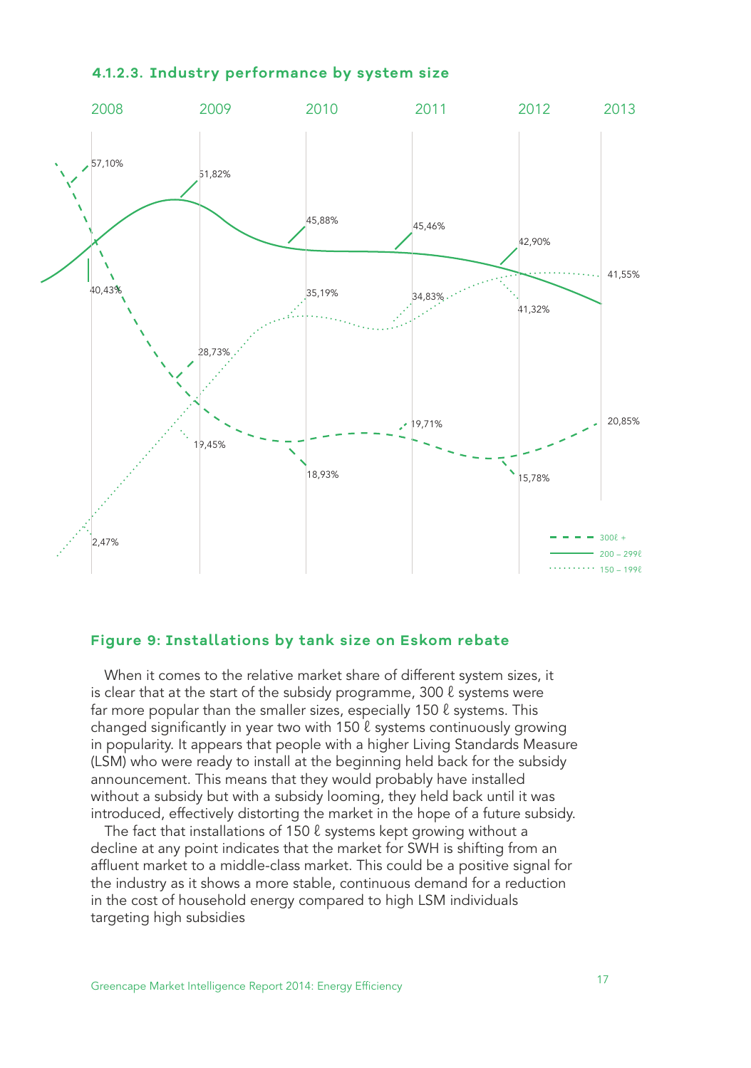#### 4.1.2.3. Industry performance by system size

2008 2009 2010 2011 2012 2013

57,10% 51,82% 45,88% 45,46% 42,90% 41,55%

40,43% 35,19% 34,83% 41,32%

28,73% 19,71% 20,85%

19,45% 18,93% 15,78%

2,47%

300ℓ +
200 – 299ℓ
150 – 199ℓ

**Figure 9: Installations by tank size on Eskom rebate**

When it comes to the relative market share of different system sizes, it is clear that at the start of the subsidy programme, 300 ℓ systems were far more popular than the smaller sizes, especially 150 ℓ systems. This changed significantly in year two with 150 ℓ systems continuously growing in popularity. It appears that people with a higher Living Standards Measure (LSM) who were ready to install at the beginning held back for the subsidy announcement. This means that they would probably have installed without a subsidy but with a subsidy looming, they held back until it was introduced, effectively distorting the market in the hope of a future subsidy.

The fact that installations of 150 ℓ systems kept growing without a decline at any point indicates that the market for SWH is shifting from an affluent market to a middle-class market. This could be a positive signal for the industry as it shows a more stable, continuous demand for a reduction in the cost of household energy compared to high LSM individuals targeting high subsidies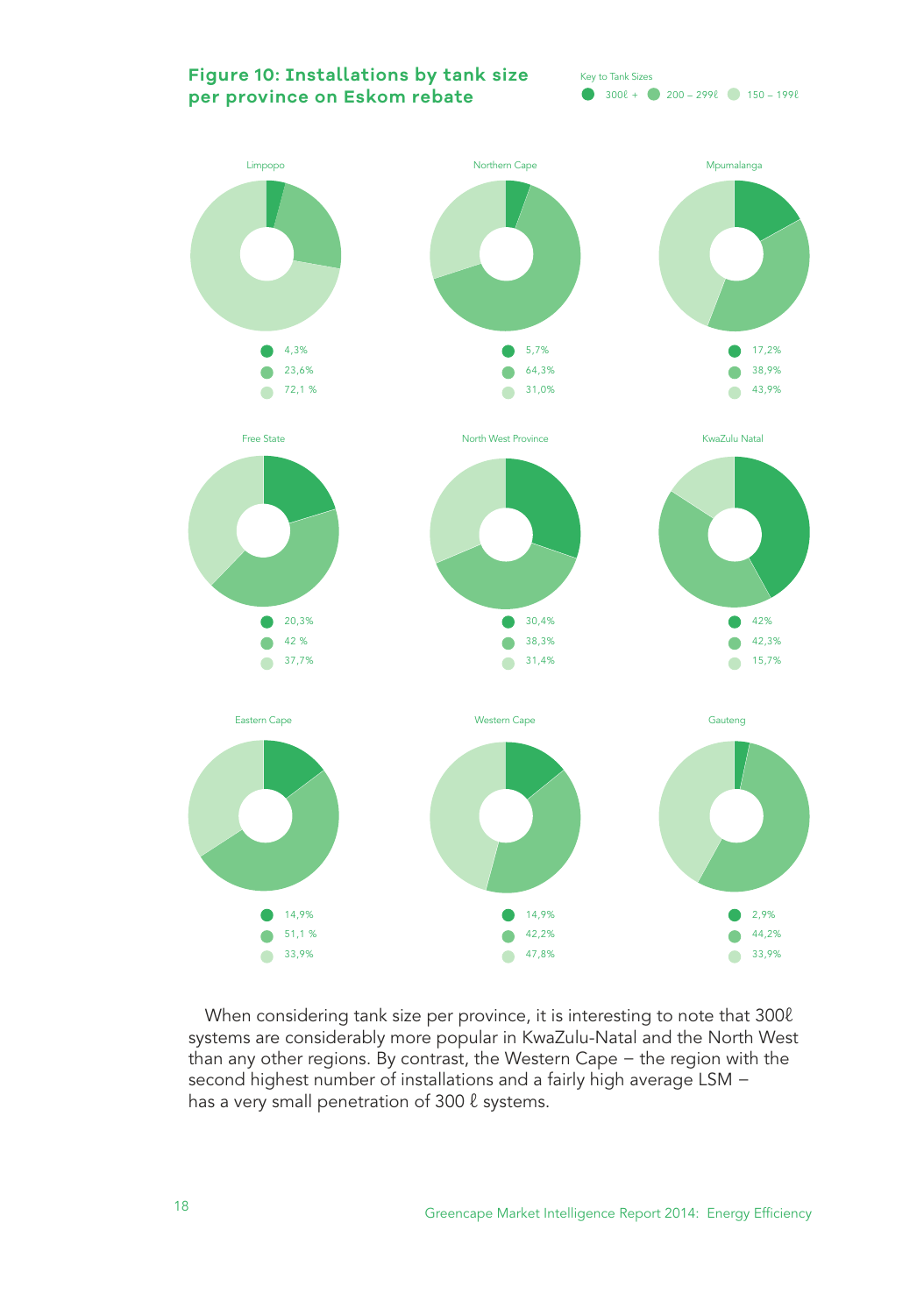## Figure 10: Installations by tank size per province on Eskom rebate

Key to Tank Sizes: 300ℓ + | 200 – 299ℓ | 150 – 199ℓ

| Province | 300ℓ + | 200 – 299ℓ | 150 – 199ℓ |
|---|---|---|---|
| Limpopo | 4,3% | 23,6% | 72,1 % |
| Northern Cape | 5,7% | 64,3% | 31,0% |
| Mpumalanga | 17,2% | 38,9% | 43,9% |
| Free State | 20,3% | 42 % | 37,7% |
| North West Province | 30,4% | 38,3% | 31,4% |
| KwaZulu Natal | 42% | 42,3% | 15,7% |
| Eastern Cape | 14,9% | 51,1 % | 33,9% |
| Western Cape | 14,9% | 42,2% | 47,8% |
| Gauteng | 2,9% | 44,2% | 33,9% |

When considering tank size per province, it is interesting to note that 300ℓ systems are considerably more popular in KwaZulu-Natal and the North West than any other regions. By contrast, the Western Cape – the region with the second highest number of installations and a fairly high average LSM – has a very small penetration of 300 ℓ systems.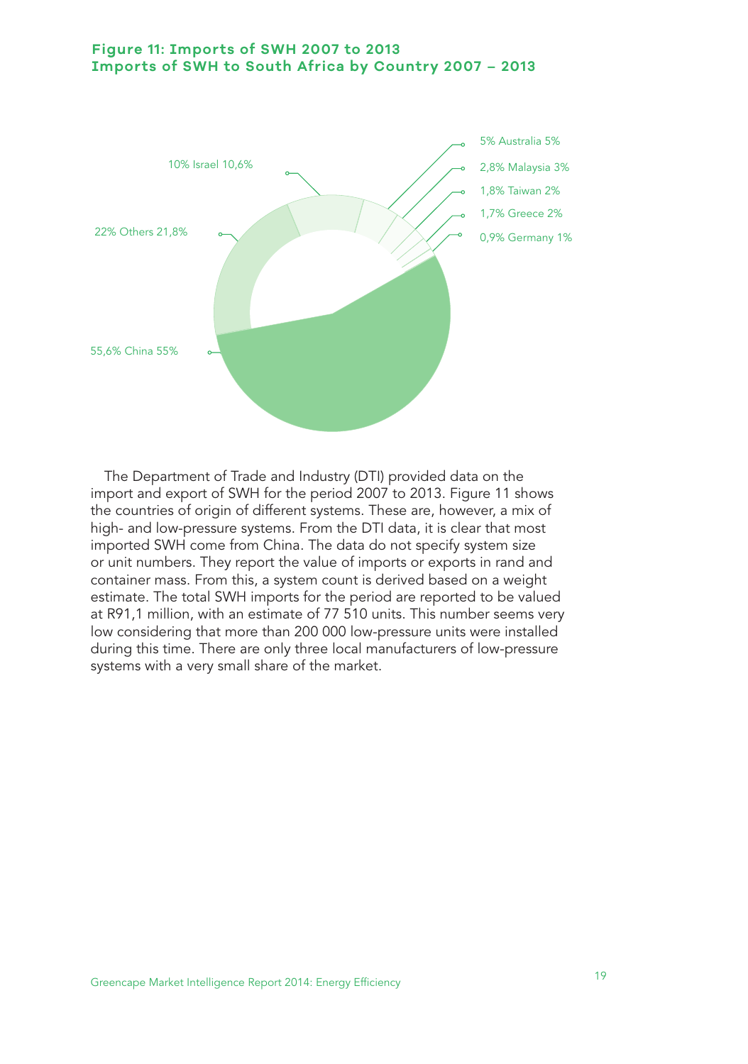**Figure 11: Imports of SWH 2007 to 2013**
**Imports of SWH to South Africa by Country 2007 – 2013**

5% Australia 5%

2,8% Malaysia 3%

1,8% Taiwan 2%

1,7% Greece 2%

0,9% Germany 1%

10% Israel 10,6%

22% Others 21,8%

55,6% China 55%

The Department of Trade and Industry (DTI) provided data on the import and export of SWH for the period 2007 to 2013. Figure 11 shows the countries of origin of different systems. These are, however, a mix of high- and low-pressure systems. From the DTI data, it is clear that most imported SWH come from China. The data do not specify system size or unit numbers. They report the value of imports or exports in rand and container mass. From this, a system count is derived based on a weight estimate. The total SWH imports for the period are reported to be valued at R91,1 million, with an estimate of 77 510 units. This number seems very low considering that more than 200 000 low-pressure units were installed during this time. There are only three local manufacturers of low-pressure systems with a very small share of the market.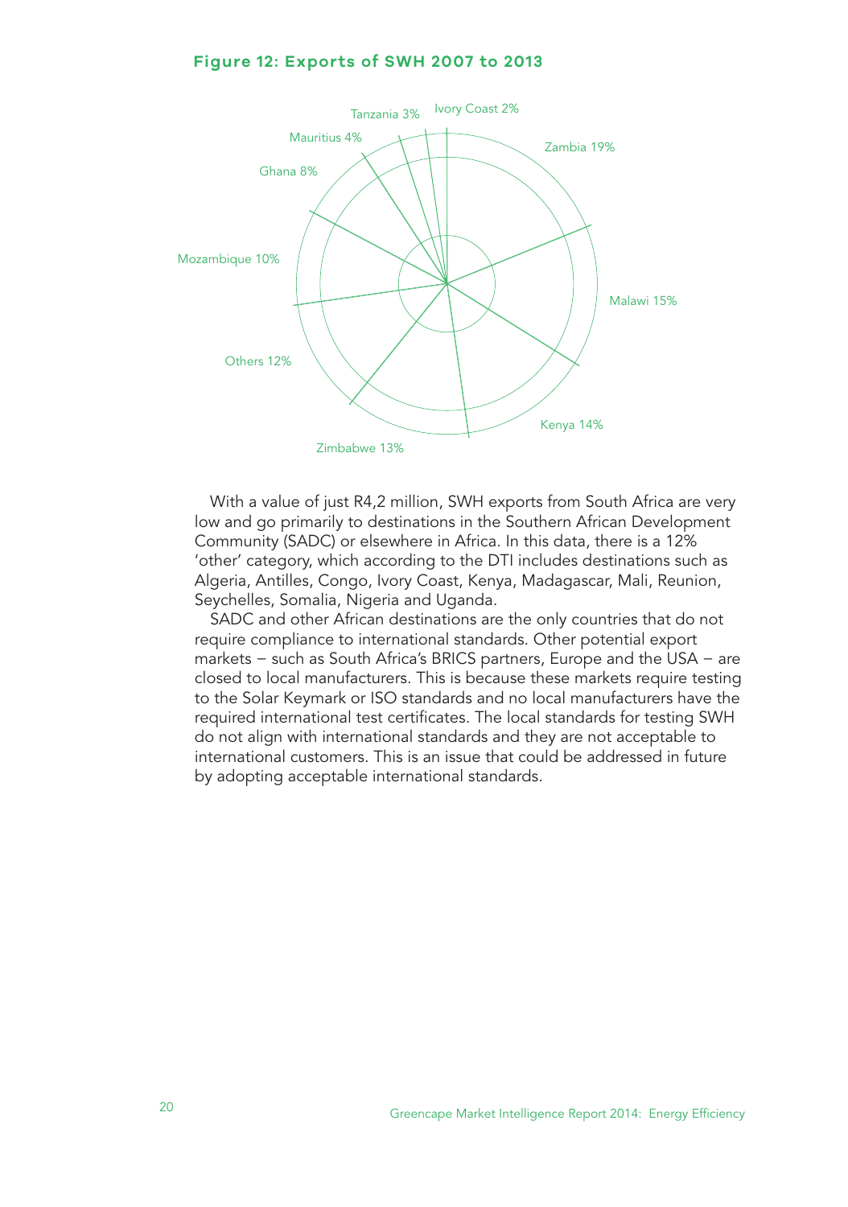#### Figure 12: Exports of SWH 2007 to 2013

Zambia 19%
Malawi 15%
Kenya 14%
Zimbabwe 13%
Others 12%
Mozambique 10%
Ghana 8%
Mauritius 4%
Tanzania 3%
Ivory Coast 2%

With a value of just R4,2 million, SWH exports from South Africa are very low and go primarily to destinations in the Southern African Development Community (SADC) or elsewhere in Africa. In this data, there is a 12% 'other' category, which according to the DTI includes destinations such as Algeria, Antilles, Congo, Ivory Coast, Kenya, Madagascar, Mali, Reunion, Seychelles, Somalia, Nigeria and Uganda.

SADC and other African destinations are the only countries that do not require compliance to international standards. Other potential export markets – such as South Africa's BRICS partners, Europe and the USA – are closed to local manufacturers. This is because these markets require testing to the Solar Keymark or ISO standards and no local manufacturers have the required international test certificates. The local standards for testing SWH do not align with international standards and they are not acceptable to international customers. This is an issue that could be addressed in future by adopting acceptable international standards.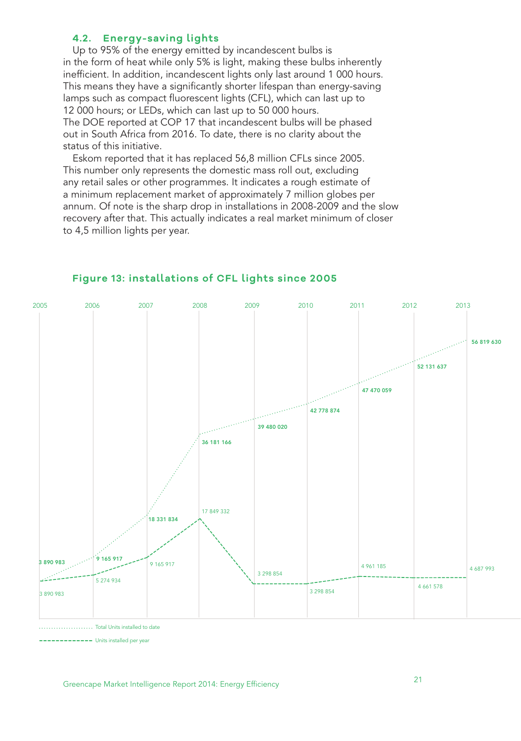### 4.2. Energy-saving lights

Up to 95% of the energy emitted by incandescent bulbs is in the form of heat while only 5% is light, making these bulbs inherently inefficient. In addition, incandescent lights only last around 1 000 hours. This means they have a significantly shorter lifespan than energy-saving lamps such as compact fluorescent lights (CFL), which can last up to 12 000 hours; or LEDs, which can last up to 50 000 hours. The DOE reported at COP 17 that incandescent bulbs will be phased out in South Africa from 2016. To date, there is no clarity about the status of this initiative.

Eskom reported that it has replaced 56,8 million CFLs since 2005. This number only represents the domestic mass roll out, excluding any retail sales or other programmes. It indicates a rough estimate of a minimum replacement market of approximately 7 million globes per annum. Of note is the sharp drop in installations in 2008-2009 and the slow recovery after that. This actually indicates a real market minimum of closer to 4,5 million lights per year.

**Figure 13: installations of CFL lights since 2005**

| Year | Total Units installed to date | Units installed per year |
|---|---|---|
| 2005 | 3 890 983 | 3 890 983 |
| 2006 | 9 165 917 | 5 274 934 |
| 2007 | 18 331 834 | 9 165 917 |
| 2008 | 36 181 166 | 17 849 332 |
| 2009 | 39 480 020 | 3 298 854 |
| 2010 | 42 778 874 | 3 298 854 |
| 2011 | 47 470 059 | 4 961 185 |
| 2012 | 52 131 637 | 4 661 578 |
| 2013 | 56 819 630 | 4 687 993 |

Total Units installed to date

Units installed per year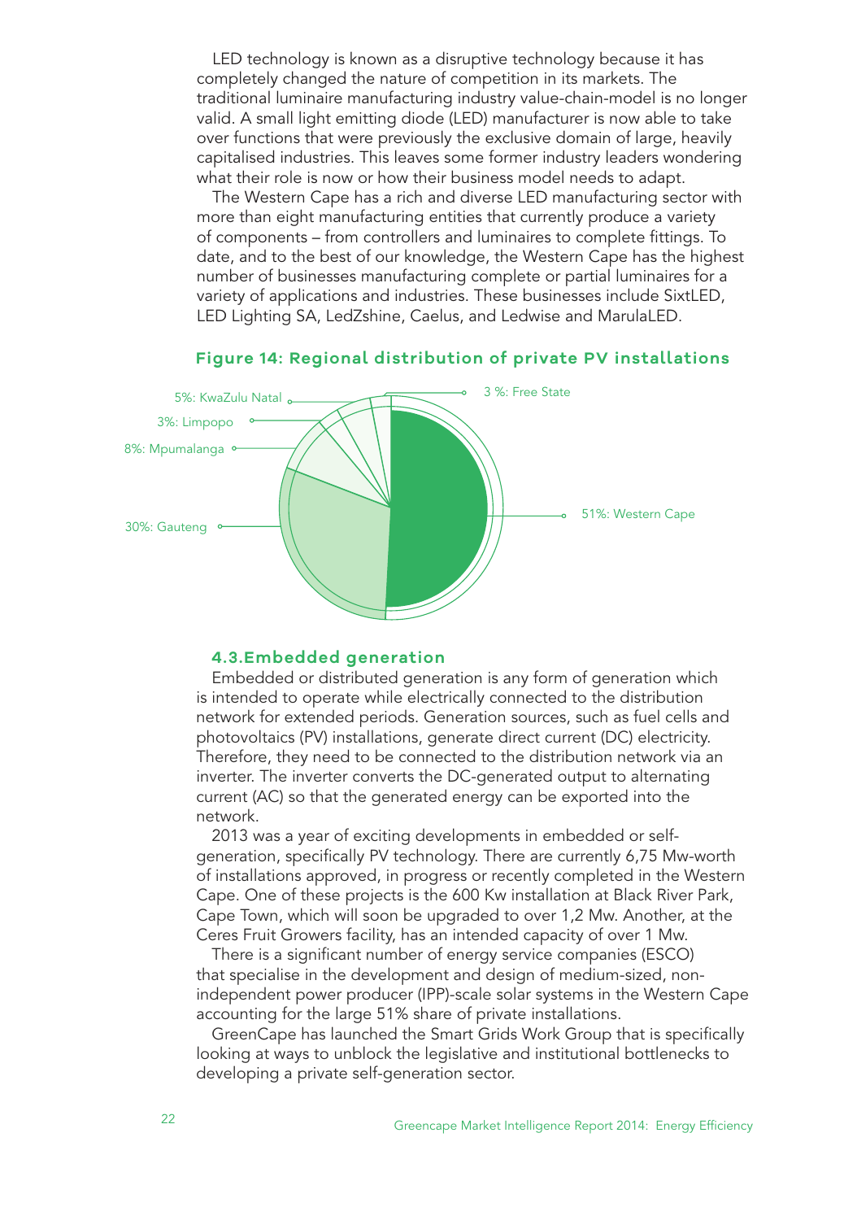LED technology is known as a disruptive technology because it has completely changed the nature of competition in its markets. The traditional luminaire manufacturing industry value-chain-model is no longer valid. A small light emitting diode (LED) manufacturer is now able to take over functions that were previously the exclusive domain of large, heavily capitalised industries. This leaves some former industry leaders wondering what their role is now or how their business model needs to adapt.

The Western Cape has a rich and diverse LED manufacturing sector with more than eight manufacturing entities that currently produce a variety of components – from controllers and luminaires to complete fittings. To date, and to the best of our knowledge, the Western Cape has the highest number of businesses manufacturing complete or partial luminaires for a variety of applications and industries. These businesses include SixtLED, LED Lighting SA, LedZshine, Caelus, and Ledwise and MarulaLED.

**Figure 14: Regional distribution of private PV installations**

5%: KwaZulu Natal
3%: Limpopo
8%: Mpumalanga
30%: Gauteng
3 %: Free State
51%: Western Cape

### 4.3. Embedded generation

Embedded or distributed generation is any form of generation which is intended to operate while electrically connected to the distribution network for extended periods. Generation sources, such as fuel cells and photovoltaics (PV) installations, generate direct current (DC) electricity. Therefore, they need to be connected to the distribution network via an inverter. The inverter converts the DC-generated output to alternating current (AC) so that the generated energy can be exported into the network.

2013 was a year of exciting developments in embedded or self-generation, specifically PV technology. There are currently 6,75 Mw-worth of installations approved, in progress or recently completed in the Western Cape. One of these projects is the 600 Kw installation at Black River Park, Cape Town, which will soon be upgraded to over 1,2 Mw. Another, at the Ceres Fruit Growers facility, has an intended capacity of over 1 Mw.

There is a significant number of energy service companies (ESCO) that specialise in the development and design of medium-sized, non-independent power producer (IPP)-scale solar systems in the Western Cape accounting for the large 51% share of private installations.

GreenCape has launched the Smart Grids Work Group that is specifically looking at ways to unblock the legislative and institutional bottlenecks to developing a private self-generation sector.